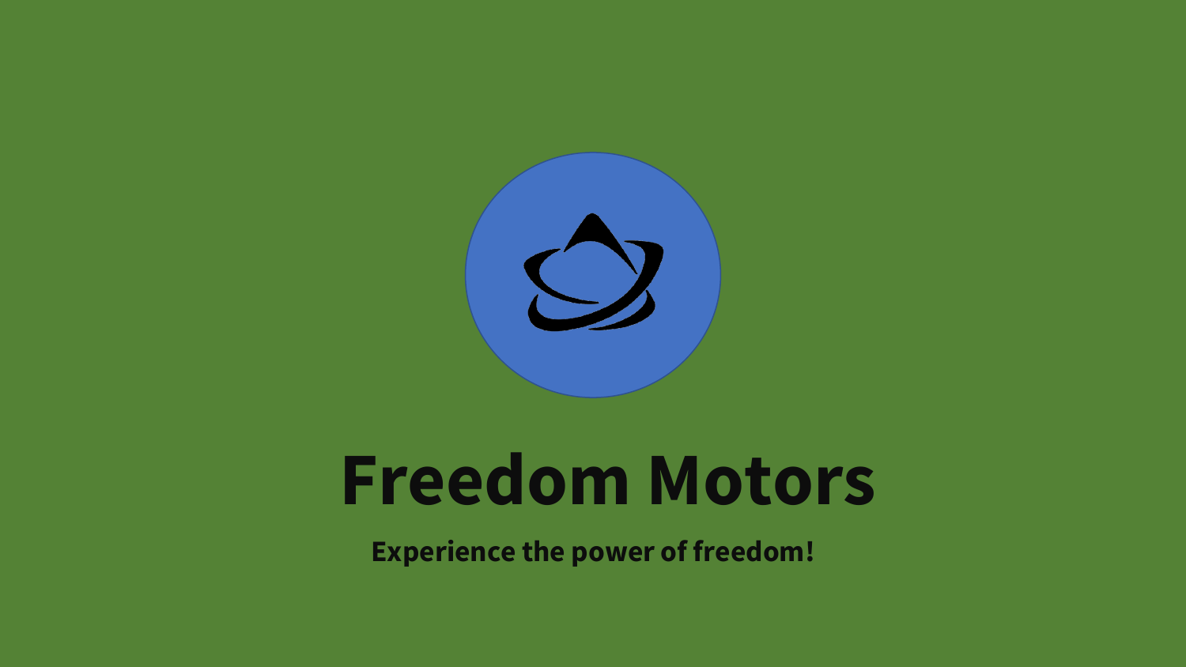# Freedom Motors

**Experience the power of freedom!**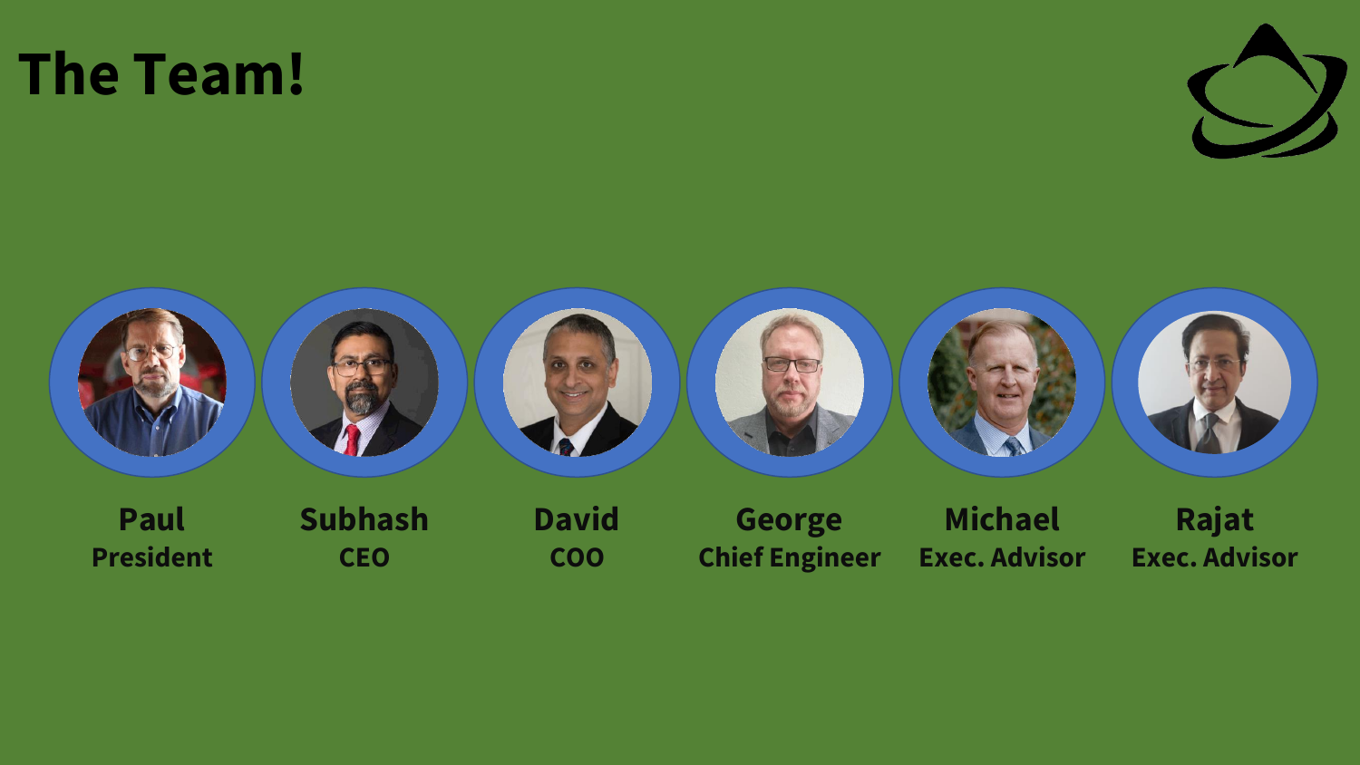# The Team!

**Paul**
**President**

**Subhash**
**CEO**

**David**
**COO**

**George**
**Chief Engineer**

**Michael**
**Exec. Advisor**

**Rajat**
**Exec. Advisor**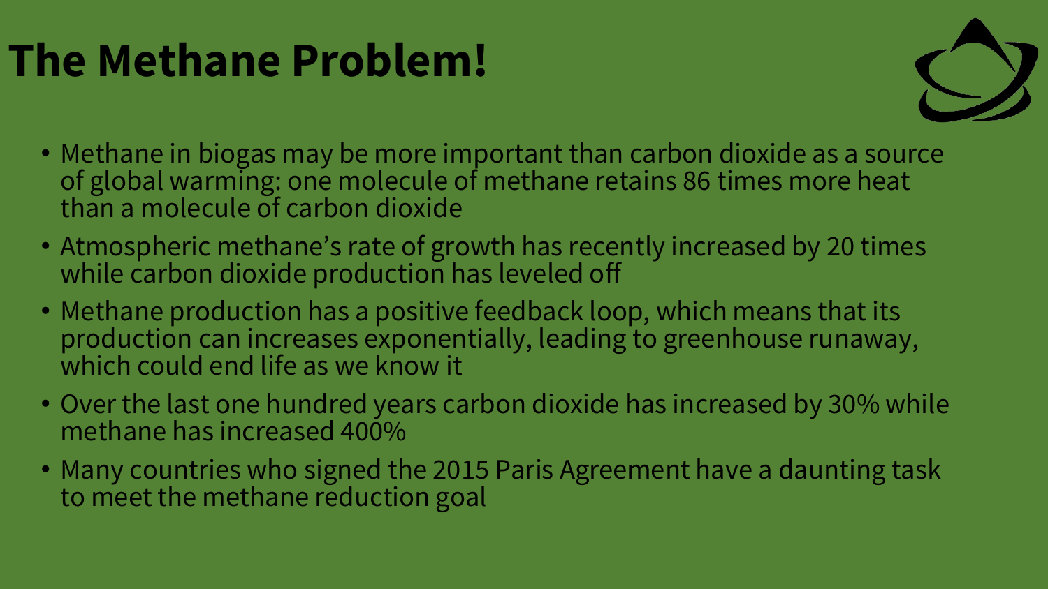# The Methane Problem!

- Methane in biogas may be more important than carbon dioxide as a source of global warming: one molecule of methane retains 86 times more heat than a molecule of carbon dioxide
- Atmospheric methane's rate of growth has recently increased by 20 times while carbon dioxide production has leveled off
- Methane production has a positive feedback loop, which means that its production can increases exponentially, leading to greenhouse runaway, which could end life as we know it
- Over the last one hundred years carbon dioxide has increased by 30% while methane has increased 400%
- Many countries who signed the 2015 Paris Agreement have a daunting task to meet the methane reduction goal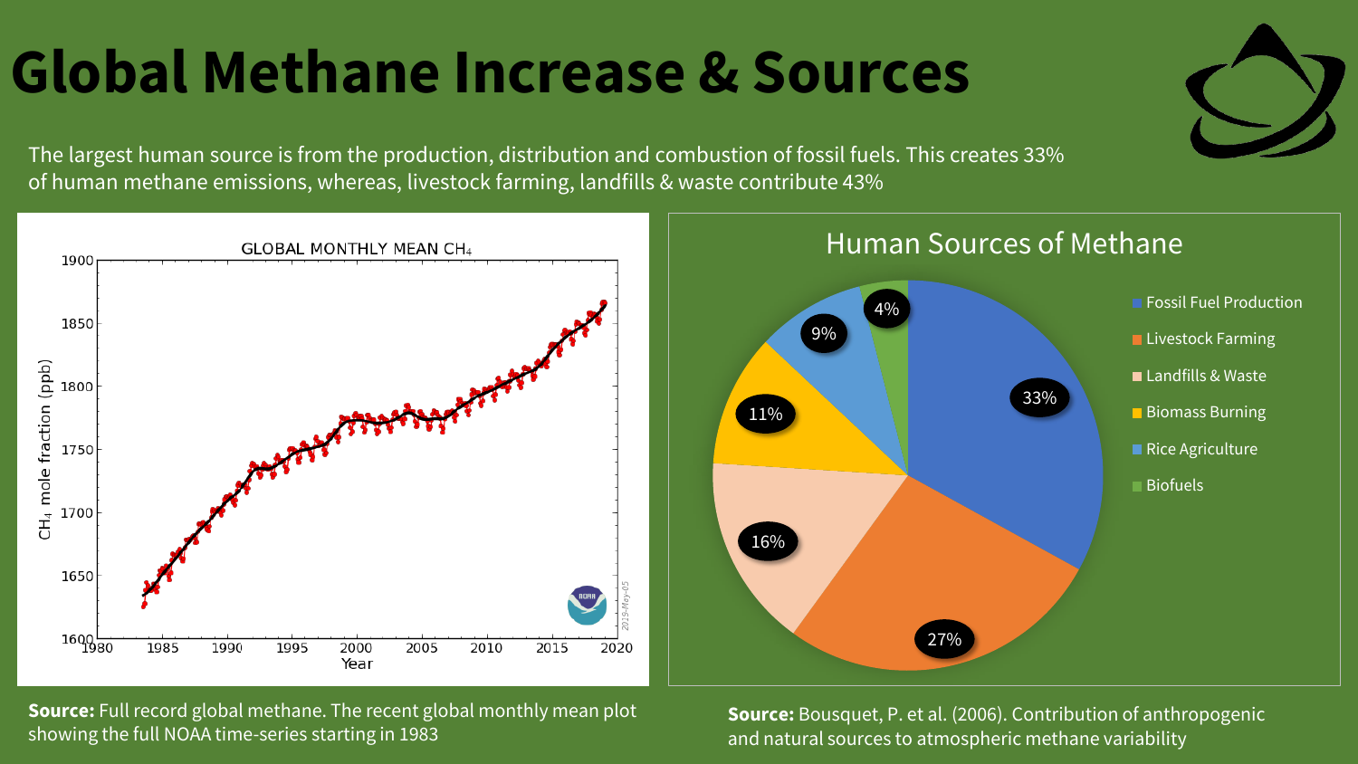# Global Methane Increase & Sources

The largest human source is from the production, distribution and combustion of fossil fuels. This creates 33% of human methane emissions, whereas, livestock farming, landfills & waste contribute 43%

**GLOBAL MONTHLY MEAN $CH_4$**

**Human Sources of Methane**

| Source | Share |
| --- | --- |
| Fossil Fuel Production | 33% |
| Livestock Farming | 27% |
| Landfills & Waste | 16% |
| Biomass Burning | 11% |
| Rice Agriculture | 9% |
| Biofuels | 4% |

**Source:** Full record global methane. The recent global monthly mean plot showing the full NOAA time-series starting in 1983

**Source:** Bousquet, P. et al. (2006). Contribution of anthropogenic and natural sources to atmospheric methane variability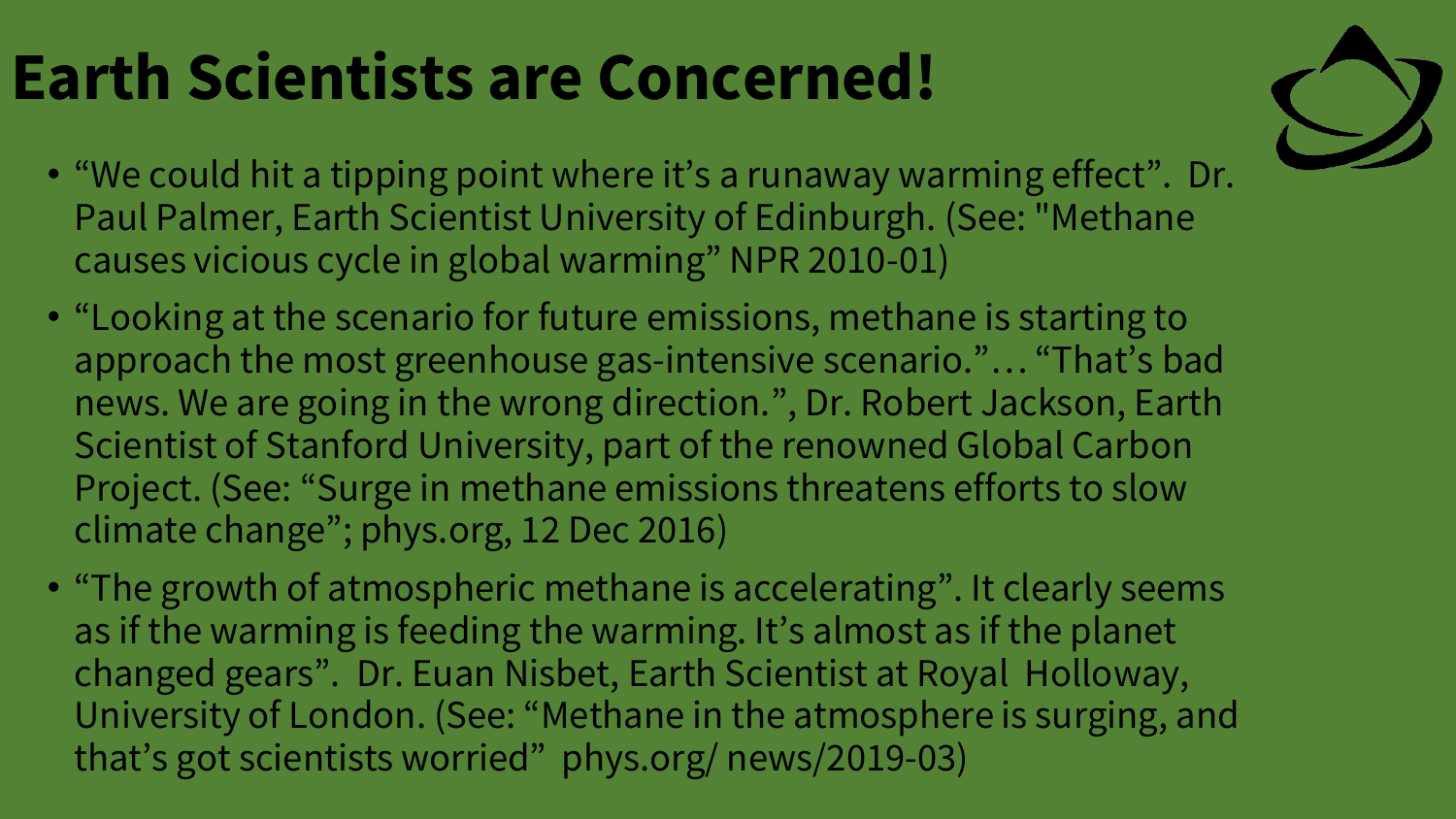# Earth Scientists are Concerned!

- “We could hit a tipping point where it’s a runaway warming effect”. Dr. Paul Palmer, Earth Scientist University of Edinburgh. (See: "Methane causes vicious cycle in global warming” NPR 2010-01)
- “Looking at the scenario for future emissions, methane is starting to approach the most greenhouse gas-intensive scenario.”… “That’s bad news. We are going in the wrong direction.”, Dr. Robert Jackson, Earth Scientist of Stanford University, part of the renowned Global Carbon Project. (See: “Surge in methane emissions threatens efforts to slow climate change”; phys.org, 12 Dec 2016)
- “The growth of atmospheric methane is accelerating”. It clearly seems as if the warming is feeding the warming. It’s almost as if the planet changed gears”. Dr. Euan Nisbet, Earth Scientist at Royal Holloway, University of London. (See: “Methane in the atmosphere is surging, and that’s got scientists worried” phys.org/ news/2019-03)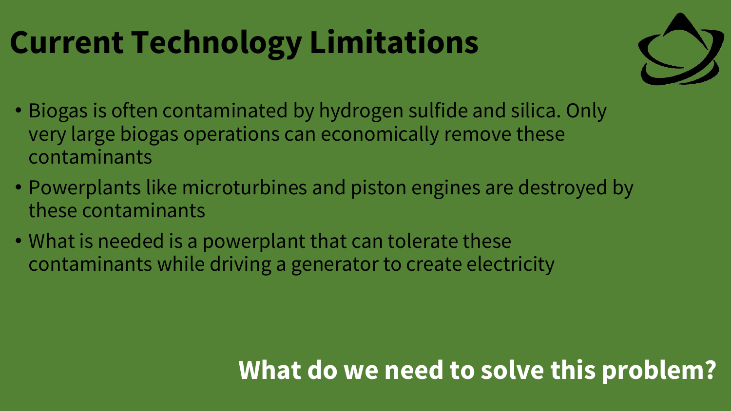# Current Technology Limitations

- Biogas is often contaminated by hydrogen sulfide and silica. Only very large biogas operations can economically remove these contaminants
- Powerplants like microturbines and piston engines are destroyed by these contaminants
- What is needed is a powerplant that can tolerate these contaminants while driving a generator to create electricity

**What do we need to solve this problem?**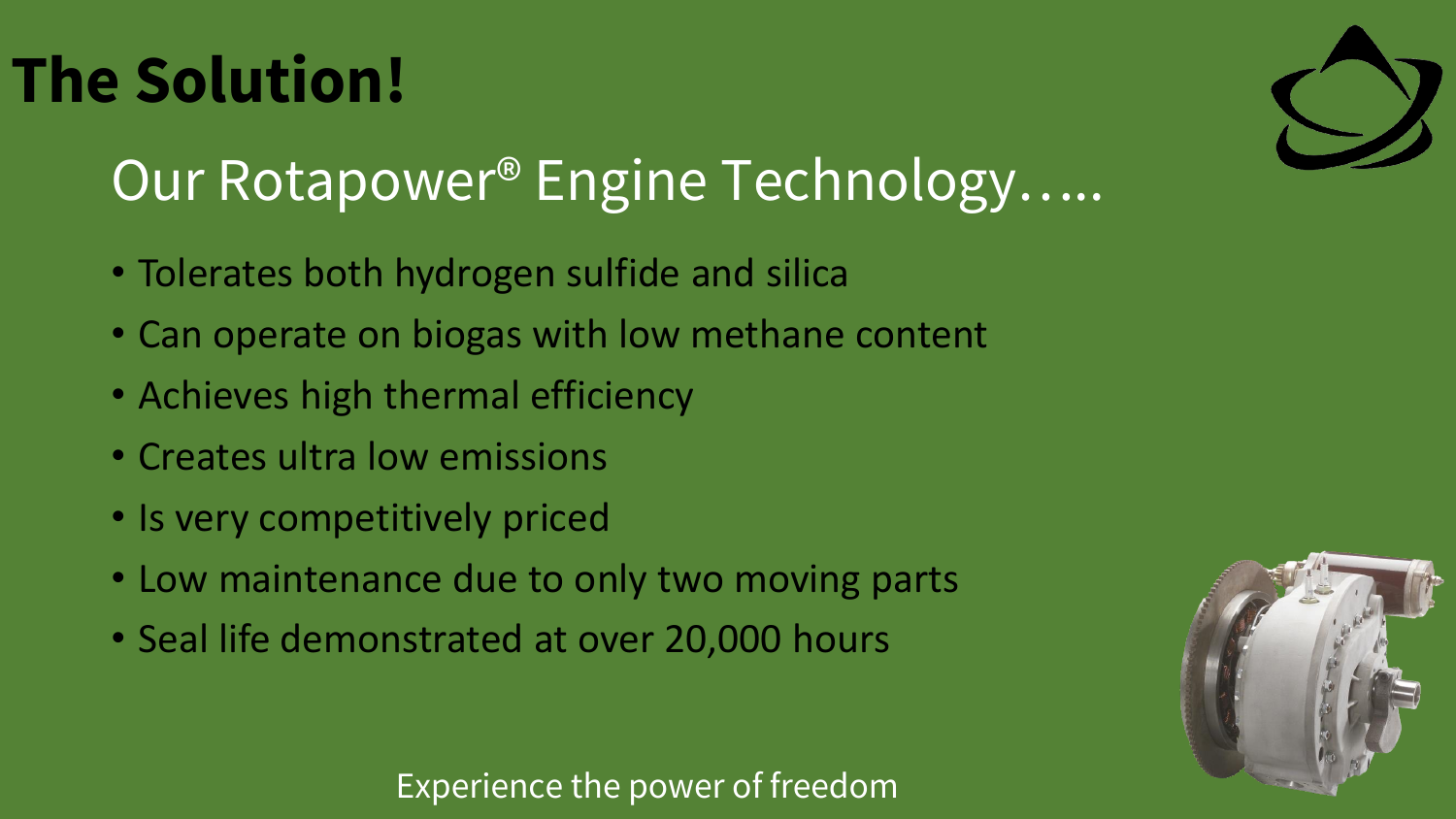# The Solution!

## Our Rotapower® Engine Technology…..

- Tolerates both hydrogen sulfide and silica
- Can operate on biogas with low methane content
- Achieves high thermal efficiency
- Creates ultra low emissions
- Is very competitively priced
- Low maintenance due to only two moving parts
- Seal life demonstrated at over 20,000 hours

Experience the power of freedom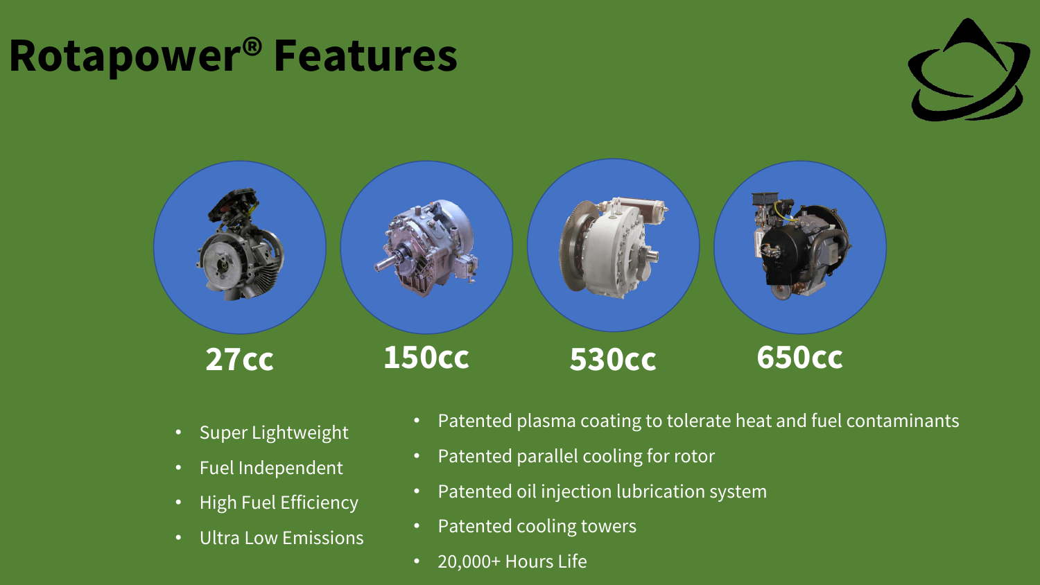# Rotapower® Features

**27cc** **150cc** **530cc** **650cc**

- Super Lightweight
- Fuel Independent
- High Fuel Efficiency
- Ultra Low Emissions

- Patented plasma coating to tolerate heat and fuel contaminants
- Patented parallel cooling for rotor
- Patented oil injection lubrication system
- Patented cooling towers
- 20,000+ Hours Life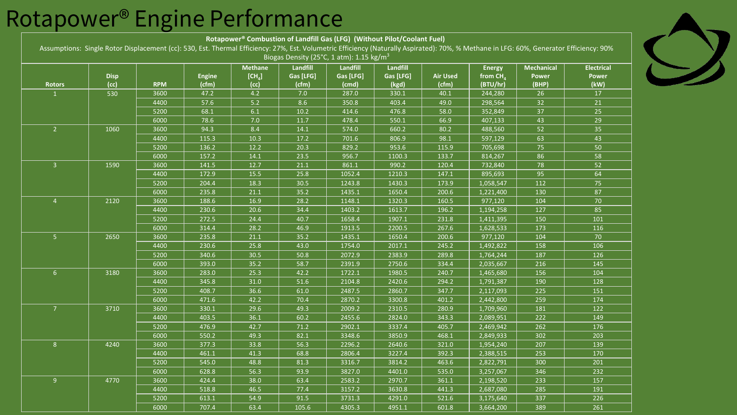# Rotapower® Engine Performance

**Rotapower® Combustion of Landfill Gas (LFG) (Without Pilot/Coolant Fuel)**

Assumptions: Single Rotor Displacement (cc): 530, Est. Thermal Efficiency: 27%, Est. Volumetric Efficiency (Naturally Aspirated): 70%, % Methane in LFG: 60%, Generator Efficiency: 90%

Biogas Density (25°C, 1 atm): 1.15 kg/m$^3$

| Rotors | Disp (cc) | RPM | Engine (cfm) | Methane [$CH_4$] (cc) | Landfill Gas [LFG] (cfm) | Landfill Gas [LFG] (cmd) | Landfill Gas [LFG] (kgd) | Air Used (cfm) | Energy from $CH_4$ (BTU/hr) | Mechanical Power (BHP) | Electrical Power (kW) |
|---|---|---|---|---|---|---|---|---|---|---|---|
| 1 | 530 | 3600 | 47.2 | 4.2 | 7.0 | 287.0 | 330.1 | 40.1 | 244,280 | 26 | 17 |
| | | 4400 | 57.6 | 5.2 | 8.6 | 350.8 | 403.4 | 49.0 | 298,564 | 32 | 21 |
| | | 5200 | 68.1 | 6.1 | 10.2 | 414.6 | 476.8 | 58.0 | 352,849 | 37 | 25 |
| | | 6000 | 78.6 | 7.0 | 11.7 | 478.4 | 550.1 | 66.9 | 407,133 | 43 | 29 |
| 2 | 1060 | 3600 | 94.3 | 8.4 | 14.1 | 574.0 | 660.2 | 80.2 | 488,560 | 52 | 35 |
| | | 4400 | 115.3 | 10.3 | 17.2 | 701.6 | 806.9 | 98.1 | 597,129 | 63 | 43 |
| | | 5200 | 136.2 | 12.2 | 20.3 | 829.2 | 953.6 | 115.9 | 705,698 | 75 | 50 |
| | | 6000 | 157.2 | 14.1 | 23.5 | 956.7 | 1100.3 | 133.7 | 814,267 | 86 | 58 |
| 3 | 1590 | 3600 | 141.5 | 12.7 | 21.1 | 861.1 | 990.2 | 120.4 | 732,840 | 78 | 52 |
| | | 4400 | 172.9 | 15.5 | 25.8 | 1052.4 | 1210.3 | 147.1 | 895,693 | 95 | 64 |
| | | 5200 | 204.4 | 18.3 | 30.5 | 1243.8 | 1430.3 | 173.9 | 1,058,547 | 112 | 75 |
| | | 6000 | 235.8 | 21.1 | 35.2 | 1435.1 | 1650.4 | 200.6 | 1,221,400 | 130 | 87 |
| 4 | 2120 | 3600 | 188.6 | 16.9 | 28.2 | 1148.1 | 1320.3 | 160.5 | 977,120 | 104 | 70 |
| | | 4400 | 230.6 | 20.6 | 34.4 | 1403.2 | 1613.7 | 196.2 | 1,194,258 | 127 | 85 |
| | | 5200 | 272.5 | 24.4 | 40.7 | 1658.4 | 1907.1 | 231.8 | 1,411,395 | 150 | 101 |
| | | 6000 | 314.4 | 28.2 | 46.9 | 1913.5 | 2200.5 | 267.6 | 1,628,533 | 173 | 116 |
| 5 | 2650 | 3600 | 235.8 | 21.1 | 35.2 | 1435.1 | 1650.4 | 200.6 | 977,120 | 104 | 70 |
| | | 4400 | 230.6 | 25.8 | 43.0 | 1754.0 | 2017.1 | 245.2 | 1,492,822 | 158 | 106 |
| | | 5200 | 340.6 | 30.5 | 50.8 | 2072.9 | 2383.9 | 289.8 | 1,764,244 | 187 | 126 |
| | | 6000 | 393.0 | 35.2 | 58.7 | 2391.9 | 2750.6 | 334.4 | 2,035,667 | 216 | 145 |
| 6 | 3180 | 3600 | 283.0 | 25.3 | 42.2 | 1722.1 | 1980.5 | 240.7 | 1,465,680 | 156 | 104 |
| | | 4400 | 345.8 | 31.0 | 51.6 | 2104.8 | 2420.6 | 294.2 | 1,791,387 | 190 | 128 |
| | | 5200 | 408.7 | 36.6 | 61.0 | 2487.5 | 2860.7 | 347.7 | 2,117,093 | 225 | 151 |
| | | 6000 | 471.6 | 42.2 | 70.4 | 2870.2 | 3300.8 | 401.2 | 2,442,800 | 259 | 174 |
| 7 | 3710 | 3600 | 330.1 | 29.6 | 49.3 | 2009.2 | 2310.5 | 280.9 | 1,709,960 | 181 | 122 |
| | | 4400 | 403.5 | 36.1 | 60.2 | 2455.6 | 2824.0 | 343.3 | 2,089,951 | 222 | 149 |
| | | 5200 | 476.9 | 42.7 | 71.2 | 2902.1 | 3337.4 | 405.7 | 2,469,942 | 262 | 176 |
| | | 6000 | 550.2 | 49.3 | 82.1 | 3348.6 | 3850.9 | 468.1 | 2,849,933 | 302 | 203 |
| 8 | 4240 | 3600 | 377.3 | 33.8 | 56.3 | 2296.2 | 2640.6 | 321.0 | 1,954,240 | 207 | 139 |
| | | 4400 | 461.1 | 41.3 | 68.8 | 2806.4 | 3227.4 | 392.3 | 2,388,515 | 253 | 170 |
| | | 5200 | 545.0 | 48.8 | 81.3 | 3316.7 | 3814.2 | 463.6 | 2,822,791 | 300 | 201 |
| | | 6000 | 628.8 | 56.3 | 93.9 | 3827.0 | 4401.0 | 535.0 | 3,257,067 | 346 | 232 |
| 9 | 4770 | 3600 | 424.4 | 38.0 | 63.4 | 2583.2 | 2970.7 | 361.1 | 2,198,520 | 233 | 157 |
| | | 4400 | 518.8 | 46.5 | 77.4 | 3157.2 | 3630.8 | 441.3 | 2,687,080 | 285 | 191 |
| | | 5200 | 613.1 | 54.9 | 91.5 | 3731.3 | 4291.0 | 521.6 | 3,175,640 | 337 | 226 |
| | | 6000 | 707.4 | 63.4 | 105.6 | 4305.3 | 4951.1 | 601.8 | 3,664,200 | 389 | 261 |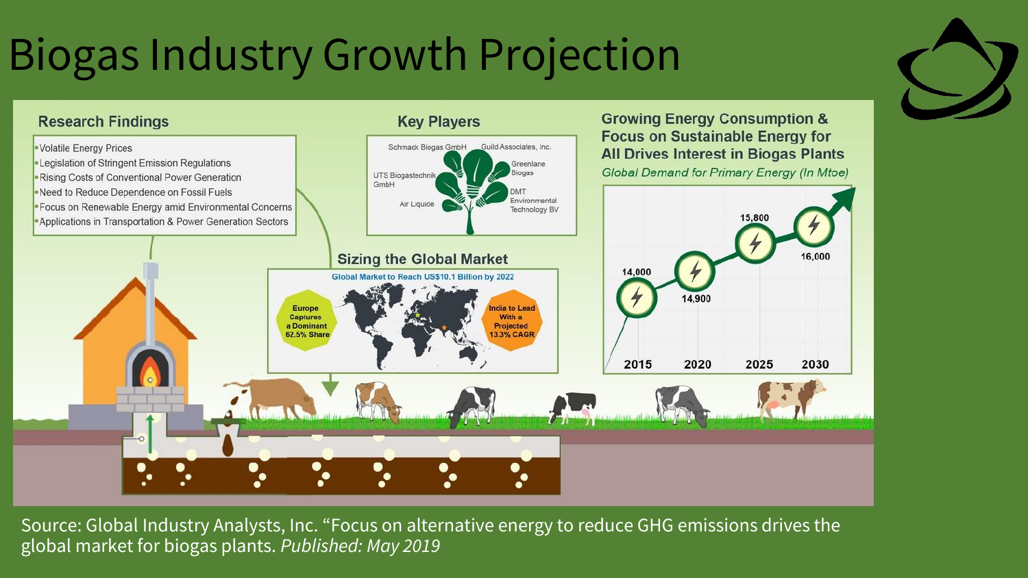# Biogas Industry Growth Projection

## Research Findings

- Volatile Energy Prices
- Legislation of Stringent Emission Regulations
- Rising Costs of Conventional Power Generation
- Need to Reduce Dependence on Fossil Fuels
- Focus on Renewable Energy amid Environmental Concerns
- Applications in Transportation & Power Generation Sectors

## Key Players

- Schmack Biogas GmbH
- Guild Associates, Inc.
- UTS Biogastechnik GmbH
- Greenlane Biogas
- Air Liquide
- DMT Environmental Technology BV

## Sizing the Global Market

Global Market to Reach US$10.1 Billion by 2022

- Europe Captures a Dominant 62.5% Share
- India to Lead With a Projected 13.3% CAGR

## Growing Energy Consumption & Focus on Sustainable Energy for All Drives Interest in Biogas Plants

*Global Demand for Primary Energy (In Mtoe)*

| Year | Demand (Mtoe) |
| --- | --- |
| 2015 | 14,000 |
| 2020 | 14,900 |
| 2025 | 15,800 |
| 2030 | 16,000 |

Source: Global Industry Analysts, Inc. "Focus on alternative energy to reduce GHG emissions drives the global market for biogas plants. *Published: May 2019*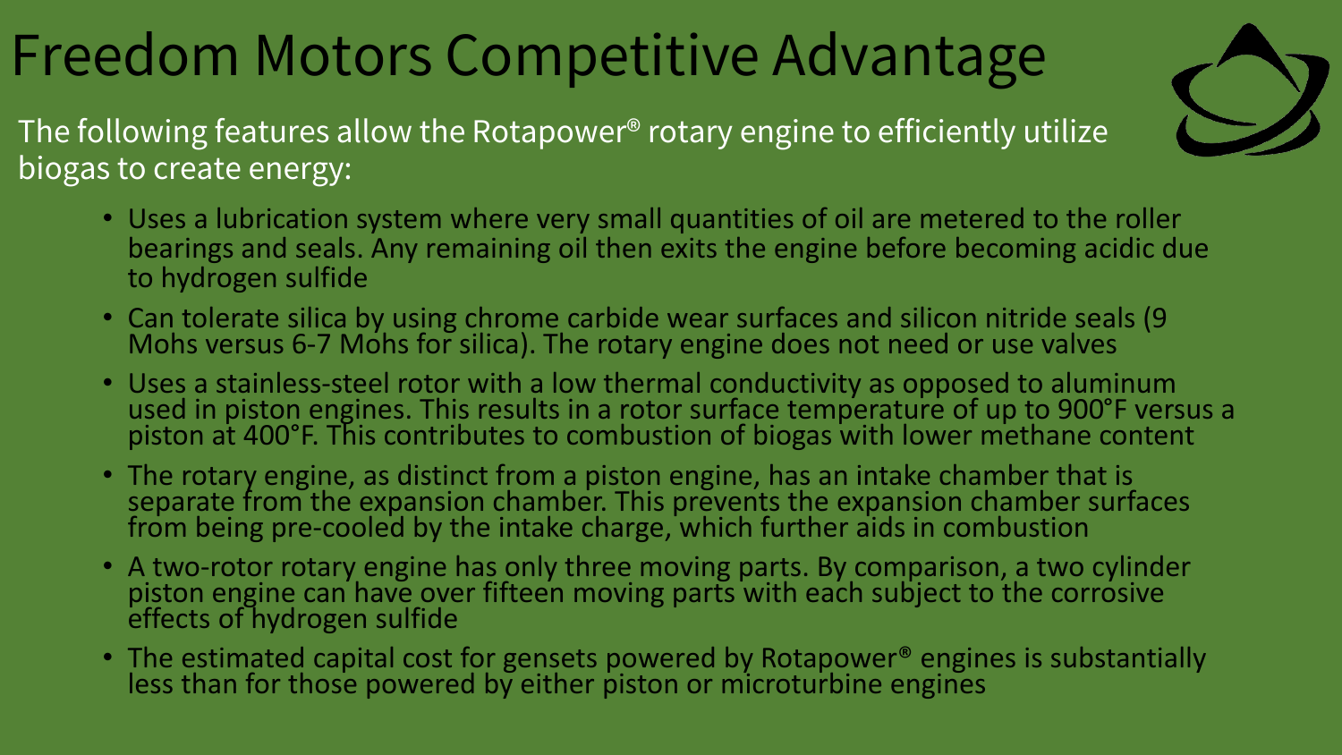# Freedom Motors Competitive Advantage

The following features allow the Rotapower® rotary engine to efficiently utilize biogas to create energy:

- Uses a lubrication system where very small quantities of oil are metered to the roller bearings and seals. Any remaining oil then exits the engine before becoming acidic due to hydrogen sulfide
- Can tolerate silica by using chrome carbide wear surfaces and silicon nitride seals (9 Mohs versus 6-7 Mohs for silica). The rotary engine does not need or use valves
- Uses a stainless-steel rotor with a low thermal conductivity as opposed to aluminum used in piston engines. This results in a rotor surface temperature of up to 900°F versus a piston at 400°F. This contributes to combustion of biogas with lower methane content
- The rotary engine, as distinct from a piston engine, has an intake chamber that is separate from the expansion chamber. This prevents the expansion chamber surfaces from being pre-cooled by the intake charge, which further aids in combustion
- A two-rotor rotary engine has only three moving parts. By comparison, a two cylinder piston engine can have over fifteen moving parts with each subject to the corrosive effects of hydrogen sulfide
- The estimated capital cost for gensets powered by Rotapower® engines is substantially less than for those powered by either piston or microturbine engines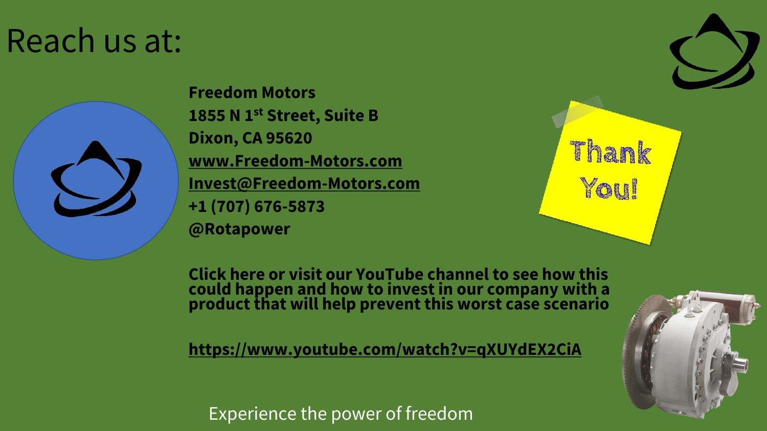# Reach us at:

**Freedom Motors**
**1855 N 1st Street, Suite B**
**Dixon, CA 95620**
**www.Freedom-Motors.com**
**Invest@Freedom-Motors.com**
**+1 (707) 676-5873**
**@Rotapower**

Thank You!

**Click here or visit our YouTube channel to see how this could happen and how to invest in our company with a product that will help prevent this worst case scenario**

**https://www.youtube.com/watch?v=qXUYdEX2CiA**

Experience the power of freedom